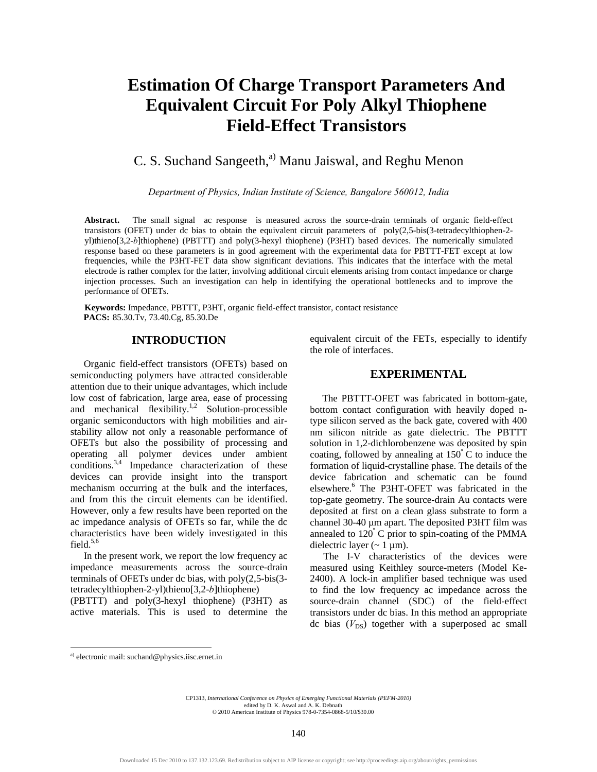# Estimation Of Charge Transport Parameters And Equivalent Circuit For Poly Alkyl Thiophene Field-Effect Transistors

C. S. Suchand Sangeeth,[a] Manu Jaiswal, and Reghu Menon

*Department of Physics, Indian Institute of Science, Bangalore 560012, India*

**Abstract.** The small signal ac response is measured across the source-drain terminals of organic field-effect transistors (OFET) under dc bias to obtain the equivalent circuit parameters of poly(2,5-bis(3-tetradecylthiophen-2-yl)thieno[3,2-*b*]thiophene) (PBTTT) and poly(3-hexyl thiophene) (P3HT) based devices. The numerically simulated response based on these parameters is in good agreement with the experimental data for PBTTT-FET except at low frequencies, while the P3HT-FET data show significant deviations. This indicates that the interface with the metal electrode is rather complex for the latter, involving additional circuit elements arising from contact impedance or charge injection processes. Such an investigation can help in identifying the operational bottlenecks and to improve the performance of OFETs.

**Keywords:** Impedance, PBTTT, P3HT, organic field-effect transistor, contact resistance
**PACS:** 85.30.Tv, 73.40.Cg, 85.30.De

## INTRODUCTION

Organic field-effect transistors (OFETs) based on semiconducting polymers have attracted considerable attention due to their unique advantages, which include low cost of fabrication, large area, ease of processing and mechanical flexibility.[1,2] Solution-processible organic semiconductors with high mobilities and air-stability allow not only a reasonable performance of OFETs but also the possibility of processing and operating all polymer devices under ambient conditions.[3,4] Impedance characterization of these devices can provide insight into the transport mechanism occurring at the bulk and the interfaces, and from this the circuit elements can be identified. However, only a few results have been reported on the ac impedance analysis of OFETs so far, while the dc characteristics have been widely investigated in this field.[5,6]

In the present work, we report the low frequency ac impedance measurements across the source-drain terminals of OFETs under dc bias, with poly(2,5-bis(3-tetradecylthiophen-2-yl)thieno[3,2-*b*]thiophene) (PBTTT) and poly(3-hexyl thiophene) (P3HT) as active materials. This is used to determine the equivalent circuit of the FETs, especially to identify the role of interfaces.

## EXPERIMENTAL

The PBTTT-OFET was fabricated in bottom-gate, bottom contact configuration with heavily doped n-type silicon served as the back gate, covered with 400 nm silicon nitride as gate dielectric. The PBTTT solution in 1,2-dichlorobenzene was deposited by spin coating, followed by annealing at 150° C to induce the formation of liquid-crystalline phase. The details of the device fabrication and schematic can be found elsewhere.[6] The P3HT-OFET was fabricated in the top-gate geometry. The source-drain Au contacts were deposited at first on a clean glass substrate to form a channel 30-40 µm apart. The deposited P3HT film was annealed to 120° C prior to spin-coating of the PMMA dielectric layer (~ 1 µm).

The I-V characteristics of the devices were measured using Keithley source-meters (Model Ke-2400). A lock-in amplifier based technique was used to find the low frequency ac impedance across the source-drain channel (SDC) of the field-effect transistors under dc bias. In this method an appropriate dc bias ($V_{DS}$) together with a superposed ac small

[a] electronic mail: suchand@physics.iisc.ernet.in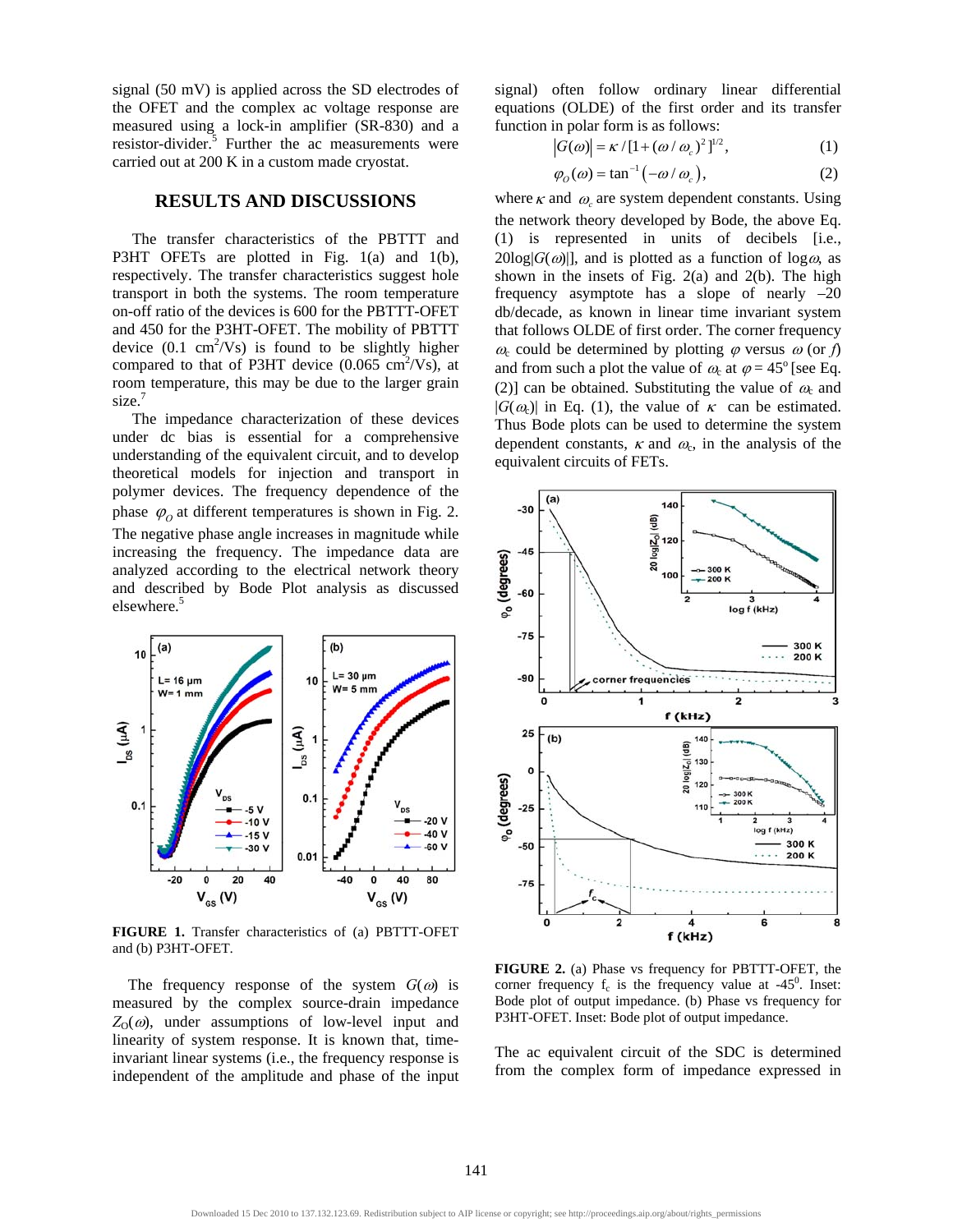signal (50 mV) is applied across the SD electrodes of the OFET and the complex ac voltage response are measured using a lock-in amplifier (SR-830) and a resistor-divider.[5] Further the ac measurements were carried out at 200 K in a custom made cryostat.

## RESULTS AND DISCUSSIONS

The transfer characteristics of the PBTTT and P3HT OFETs are plotted in Fig. 1(a) and 1(b), respectively. The transfer characteristics suggest hole transport in both the systems. The room temperature on-off ratio of the devices is 600 for the PBTTT-OFET and 450 for the P3HT-OFET. The mobility of PBTTT device (0.1 $cm^2$/Vs) is found to be slightly higher compared to that of P3HT device (0.065 $cm^2$/Vs), at room temperature, this may be due to the larger grain size.[7]

The impedance characterization of these devices under dc bias is essential for a comprehensive understanding of the equivalent circuit, and to develop theoretical models for injection and transport in polymer devices. The frequency dependence of the phase $\varphi_O$ at different temperatures is shown in Fig. 2. The negative phase angle increases in magnitude while increasing the frequency. The impedance data are analyzed according to the electrical network theory and described by Bode Plot analysis as discussed elsewhere.[5]

**FIGURE 1.** Transfer characteristics of (a) PBTTT-OFET and (b) P3HT-OFET.

The frequency response of the system $G(\omega)$ is measured by the complex source-drain impedance $Z_O(\omega)$, under assumptions of low-level input and linearity of system response. It is known that, time-invariant linear systems (i.e., the frequency response is independent of the amplitude and phase of the input signal) often follow ordinary linear differential equations (OLDE) of the first order and its transfer function in polar form is as follows:

$$|G(\omega)| = \kappa / [1 + (\omega / \omega_c)^2]^{1/2}, \quad (1)$$

$$\varphi_O(\omega) = \tan^{-1}(-\omega / \omega_c), \quad (2)$$

where $\kappa$ and $\omega_c$ are system dependent constants. Using the network theory developed by Bode, the above Eq. (1) is represented in units of decibels [i.e., $20\log|G(\omega)|$], and is plotted as a function of $\log\omega$, as shown in the insets of Fig. 2(a) and 2(b). The high frequency asymptote has a slope of nearly –20 db/decade, as known in linear time invariant system that follows OLDE of first order. The corner frequency $\omega_c$ could be determined by plotting $\varphi$ versus $\omega$ (or $f$) and from such a plot the value of $\omega_c$ at $\varphi = 45^o$ [see Eq. (2)] can be obtained. Substituting the value of $\omega_c$ and $|G(\omega_c)|$ in Eq. (1), the value of $\kappa$ can be estimated. Thus Bode plots can be used to determine the system dependent constants, $\kappa$ and $\omega_c$, in the analysis of the equivalent circuits of FETs.

**FIGURE 2.** (a) Phase vs frequency for PBTTT-OFET, the corner frequency $f_c$ is the frequency value at -45$^0$. Inset: Bode plot of output impedance. (b) Phase vs frequency for P3HT-OFET. Inset: Bode plot of output impedance.

The ac equivalent circuit of the SDC is determined from the complex form of impedance expressed in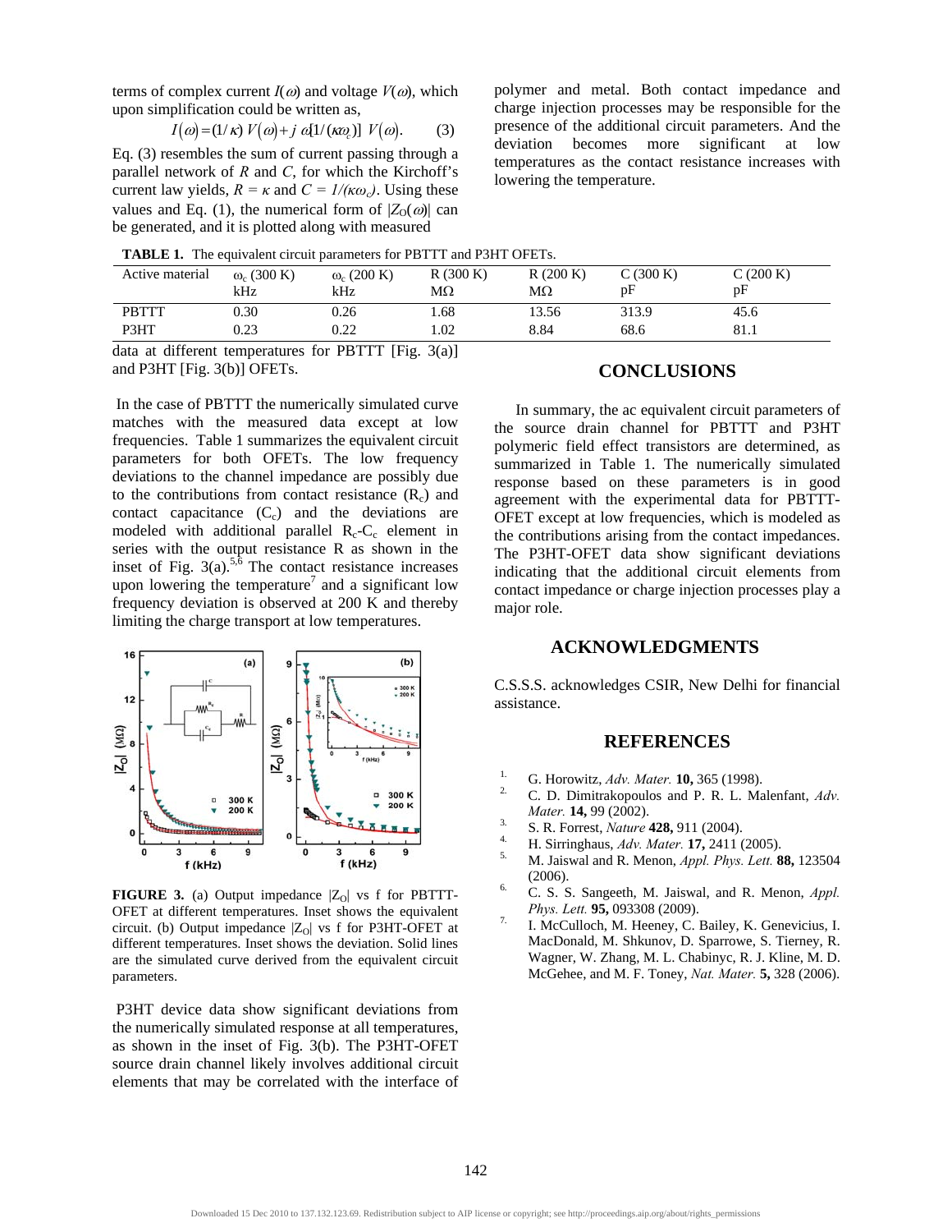terms of complex current $I(\omega)$ and voltage $V(\omega)$, which upon simplification could be written as,

$$I(\omega) = (1/\kappa)\, V(\omega) + j\, \omega[1/(\kappa\omega_c)]\; V(\omega). \qquad (3)$$

Eq. (3) resembles the sum of current passing through a parallel network of $R$ and $C$, for which the Kirchoff's current law yields, $R = \kappa$ and $C = 1/(\kappa\omega_c)$. Using these values and Eq. (1), the numerical form of $|Z_O(\omega)|$ can be generated, and it is plotted along with measured data at different temperatures for PBTTT [Fig. 3(a)] and P3HT [Fig. 3(b)] OFETs.

In the case of PBTTT the numerically simulated curve matches with the measured data except at low frequencies. Table 1 summarizes the equivalent circuit parameters for both OFETs. The low frequency deviations to the channel impedance are possibly due to the contributions from contact resistance ($R_c$) and contact capacitance ($C_c$) and the deviations are modeled with additional parallel $R_c$-$C_c$ element in series with the output resistance R as shown in the inset of Fig. 3(a).[5,6] The contact resistance increases upon lowering the temperature[7] and a significant low frequency deviation is observed at 200 K and thereby limiting the charge transport at low temperatures.

16
12
8
4
0
$|Z_O|$ (MΩ)
0 3 6 9
f (kHz)
(a)
C
$R_c$
R
$C_c$
300 K
200 K

9
6
3
0
$|Z_O|$ (MΩ)
0 3 6 9
f (kHz)
(b)
300 K
200 K
10
$|Z_O|$ (MΩ)
0 3 6 9
f (kHz)
300 K
200 K

**FIGURE 3.** (a) Output impedance $|Z_O|$ vs f for PBTTT-OFET at different temperatures. Inset shows the equivalent circuit. (b) Output impedance $|Z_O|$ vs f for P3HT-OFET at different temperatures. Inset shows the deviation. Solid lines are the simulated curve derived from the equivalent circuit parameters.

P3HT device data show significant deviations from the numerically simulated response at all temperatures, as shown in the inset of Fig. 3(b). The P3HT-OFET source drain channel likely involves additional circuit elements that may be correlated with the interface of polymer and metal. Both contact impedance and charge injection processes may be responsible for the presence of the additional circuit parameters. And the deviation becomes more significant at low temperatures as the contact resistance increases with lowering the temperature.

**TABLE 1.** The equivalent circuit parameters for PBTTT and P3HT OFETs.

| Active material | $\omega_c$ (300 K) kHz | $\omega_c$ (200 K) kHz | R (300 K) MΩ | R (200 K) MΩ | C (300 K) pF | C (200 K) pF |
|---|---|---|---|---|---|---|
| PBTTT | 0.30 | 0.26 | 1.68 | 13.56 | 313.9 | 45.6 |
| P3HT | 0.23 | 0.22 | 1.02 | 8.84 | 68.6 | 81.1 |

## CONCLUSIONS

In summary, the ac equivalent circuit parameters of the source drain channel for PBTTT and P3HT polymeric field effect transistors are determined, as summarized in Table 1. The numerically simulated response based on these parameters is in good agreement with the experimental data for PBTTT-OFET except at low frequencies, which is modeled as the contributions arising from the contact impedances. The P3HT-OFET data show significant deviations indicating that the additional circuit elements from contact impedance or charge injection processes play a major role.

## ACKNOWLEDGMENTS

C.S.S.S. acknowledges CSIR, New Delhi for financial assistance.

## REFERENCES

1. G. Horowitz, *Adv. Mater.* **10,** 365 (1998).
2. C. D. Dimitrakopoulos and P. R. L. Malenfant, *Adv. Mater.* **14,** 99 (2002).
3. S. R. Forrest, *Nature* **428,** 911 (2004).
4. H. Sirringhaus, *Adv. Mater.* **17,** 2411 (2005).
5. M. Jaiswal and R. Menon, *Appl. Phys. Lett.* **88,** 123504 (2006).
6. C. S. S. Sangeeth, M. Jaiswal, and R. Menon, *Appl. Phys. Lett.* **95,** 093308 (2009).
7. I. McCulloch, M. Heeney, C. Bailey, K. Genevicius, I. MacDonald, M. Shkunov, D. Sparrowe, S. Tierney, R. Wagner, W. Zhang, M. L. Chabinyc, R. J. Kline, M. D. McGehee, and M. F. Toney, *Nat. Mater.* **5,** 328 (2006).